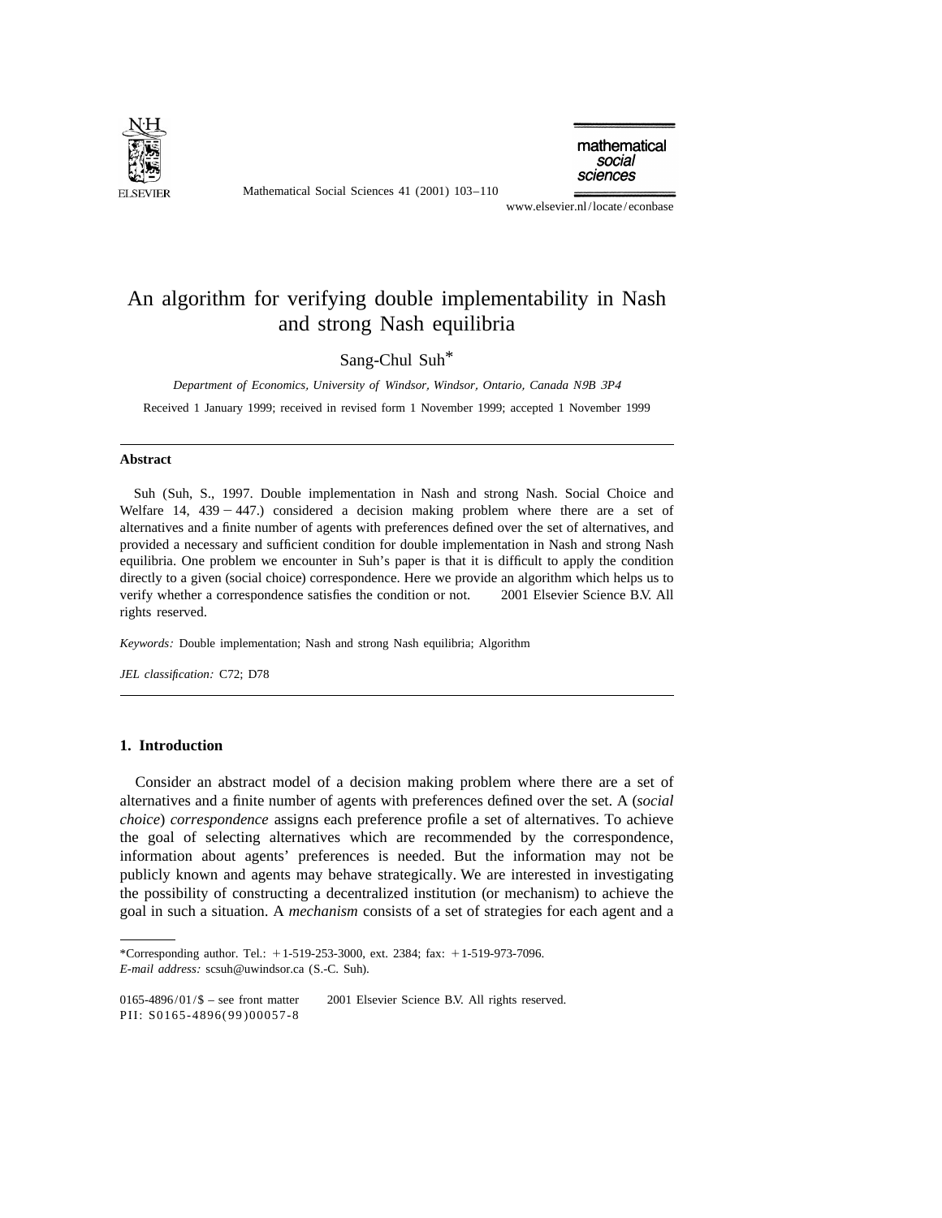# An algorithm for verifying double implementability in Nash and strong Nash equilibria

Sang-Chul Suh*

*Department of Economics, University of Windsor, Windsor, Ontario, Canada N9B 3P4*

Received 1 January 1999; received in revised form 1 November 1999; accepted 1 November 1999

---

## Abstract

Suh (Suh, S., 1997. Double implementation in Nash and strong Nash. Social Choice and Welfare 14, 439 – 447.) considered a decision making problem where there are a set of alternatives and a finite number of agents with preferences defined over the set of alternatives, and provided a necessary and sufficient condition for double implementation in Nash and strong Nash equilibria. One problem we encounter in Suh's paper is that it is difficult to apply the condition directly to a given (social choice) correspondence. Here we provide an algorithm which helps us to verify whether a correspondence satisfies the condition or not. © 2001 Elsevier Science B.V. All rights reserved.

*Keywords:* Double implementation; Nash and strong Nash equilibria; Algorithm

*JEL classification:* C72; D78

---

## 1. Introduction

Consider an abstract model of a decision making problem where there are a set of alternatives and a finite number of agents with preferences defined over the set. A (*social choice*) *correspondence* assigns each preference profile a set of alternatives. To achieve the goal of selecting alternatives which are recommended by the correspondence, information about agents' preferences is needed. But the information may not be publicly known and agents may behave strategically. We are interested in investigating the possibility of constructing a decentralized institution (or mechanism) to achieve the goal in such a situation. A *mechanism* consists of a set of strategies for each agent and a

---

*Corresponding author. Tel.: +1-519-253-3000, ext. 2384; fax: +1-519-973-7096.
*E-mail address:* scsuh@uwindsor.ca (S.-C. Suh).

0165-4896/01/$ – see front matter © 2001 Elsevier Science B.V. All rights reserved.
PII: S0165-4896(99)00057-8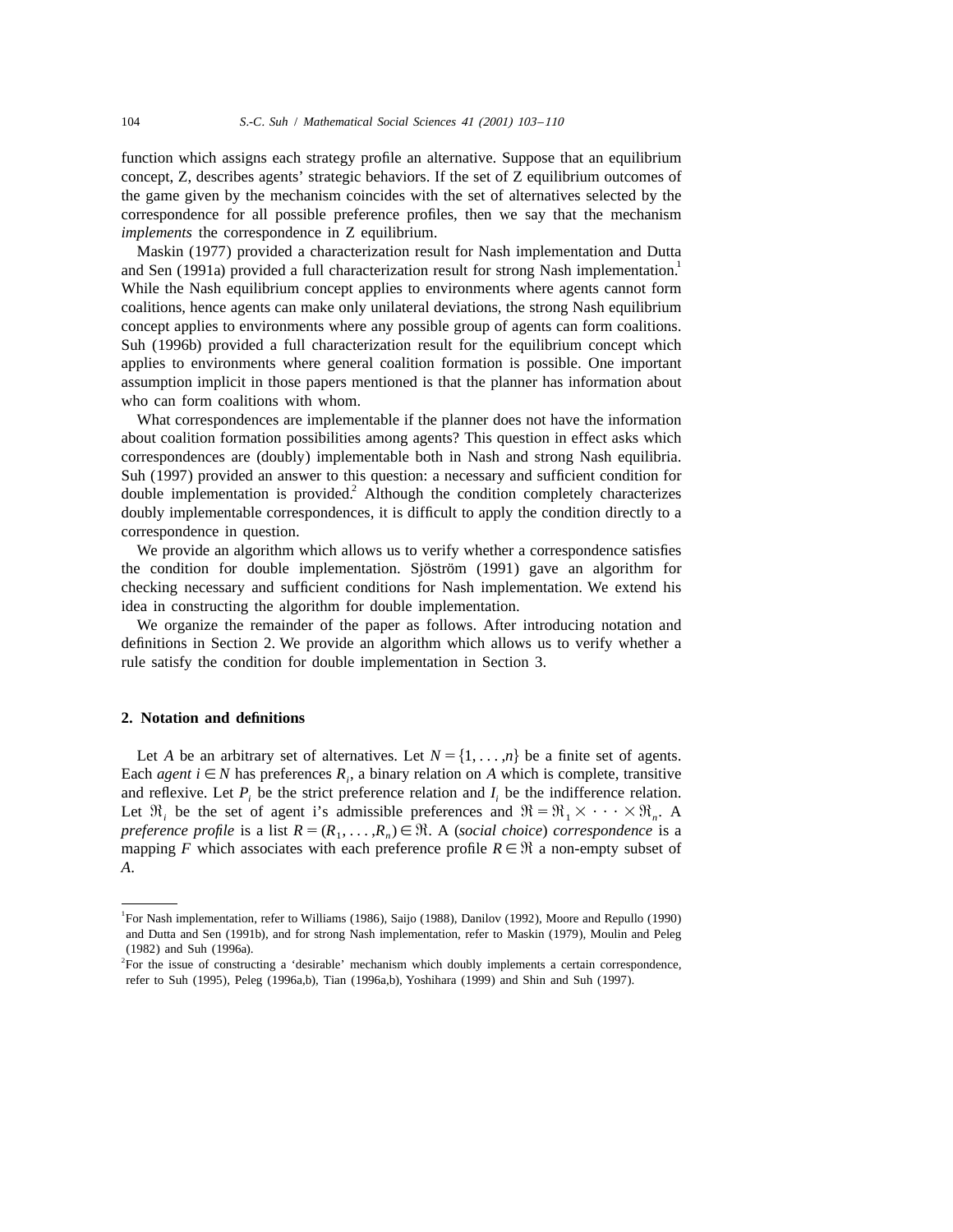function which assigns each strategy profile an alternative. Suppose that an equilibrium concept, Z, describes agents' strategic behaviors. If the set of Z equilibrium outcomes of the game given by the mechanism coincides with the set of alternatives selected by the correspondence for all possible preference profiles, then we say that the mechanism *implements* the correspondence in Z equilibrium.

Maskin (1977) provided a characterization result for Nash implementation and Dutta and Sen (1991a) provided a full characterization result for strong Nash implementation.[1] While the Nash equilibrium concept applies to environments where agents cannot form coalitions, hence agents can make only unilateral deviations, the strong Nash equilibrium concept applies to environments where any possible group of agents can form coalitions. Suh (1996b) provided a full characterization result for the equilibrium concept which applies to environments where general coalition formation is possible. One important assumption implicit in those papers mentioned is that the planner has information about who can form coalitions with whom.

What correspondences are implementable if the planner does not have the information about coalition formation possibilities among agents? This question in effect asks which correspondences are (doubly) implementable both in Nash and strong Nash equilibria. Suh (1997) provided an answer to this question: a necessary and sufficient condition for double implementation is provided.[2] Although the condition completely characterizes doubly implementable correspondences, it is difficult to apply the condition directly to a correspondence in question.

We provide an algorithm which allows us to verify whether a correspondence satisfies the condition for double implementation. Sjöström (1991) gave an algorithm for checking necessary and sufficient conditions for Nash implementation. We extend his idea in constructing the algorithm for double implementation.

We organize the remainder of the paper as follows. After introducing notation and definitions in Section 2. We provide an algorithm which allows us to verify whether a rule satisfy the condition for double implementation in Section 3.

## 2. Notation and definitions

Let $A$ be an arbitrary set of alternatives. Let $N = \{1, \ldots, n\}$ be a finite set of agents. Each *agent* $i \in N$ has preferences $R_i$, a binary relation on $A$ which is complete, transitive and reflexive. Let $P_i$ be the strict preference relation and $I_i$ be the indifference relation. Let $\Re_i$ be the set of agent i's admissible preferences and $\Re = \Re_1 \times \cdots \times \Re_n$. A *preference profile* is a list $R = (R_1, \ldots, R_n) \in \Re$. A (*social choice*) *correspondence* is a mapping $F$ which associates with each preference profile $R \in \Re$ a non-empty subset of $A$.

---

[1]For Nash implementation, refer to Williams (1986), Saijo (1988), Danilov (1992), Moore and Repullo (1990) and Dutta and Sen (1991b), and for strong Nash implementation, refer to Maskin (1979), Moulin and Peleg (1982) and Suh (1996a).

[2]For the issue of constructing a 'desirable' mechanism which doubly implements a certain correspondence, refer to Suh (1995), Peleg (1996a,b), Tian (1996a,b), Yoshihara (1999) and Shin and Suh (1997).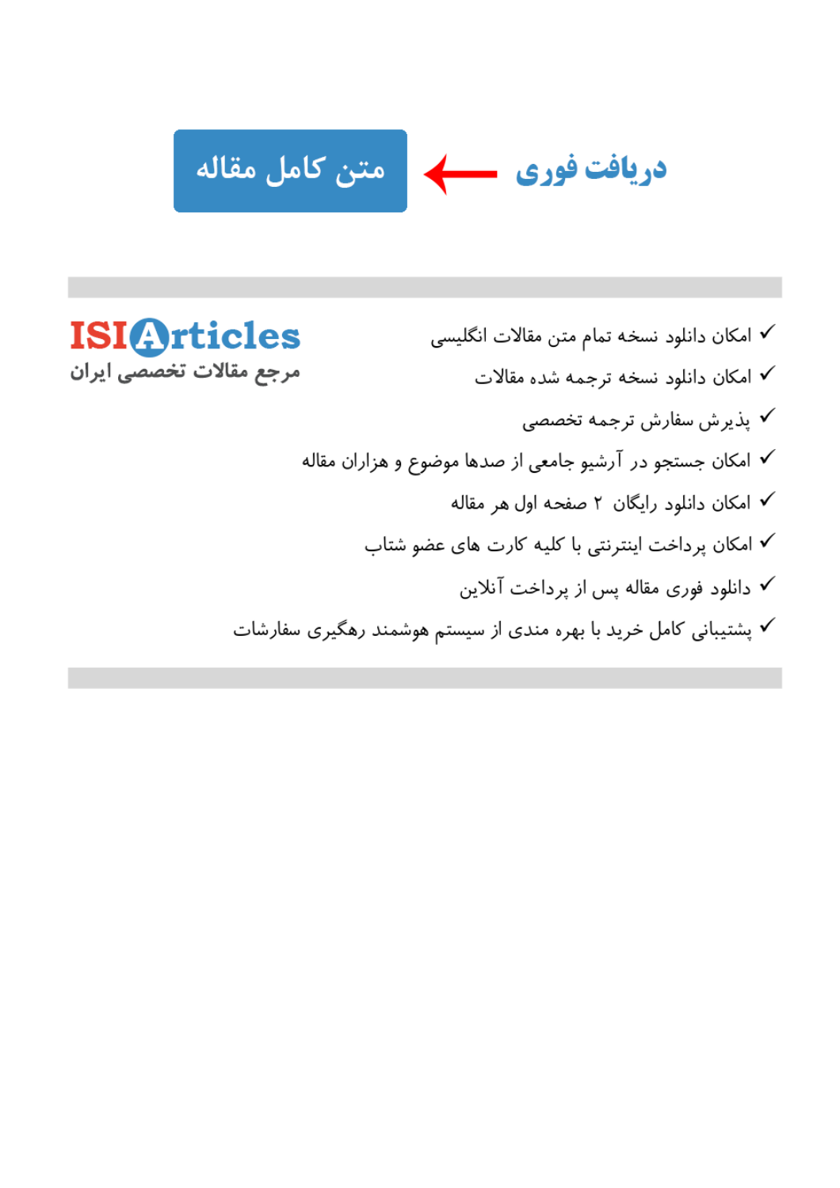دریافت فوری ← متن کامل مقاله

**ISIArticles**
مرجع مقالات تخصصی ایران

- ✓ امکان دانلود نسخه تمام متن مقالات انگلیسی
- ✓ امکان دانلود نسخه ترجمه شده مقالات
- ✓ پذیرش سفارش ترجمه تخصصی
- ✓ امکان جستجو در آرشیو جامعی از صدها موضوع و هزاران مقاله
- ✓ امکان دانلود رایگان ۲ صفحه اول هر مقاله
- ✓ امکان پرداخت اینترنتی با کلیه کارت های عضو شتاب
- ✓ دانلود فوری مقاله پس از پرداخت آنلاین
- ✓ پشتیبانی کامل خرید با بهره مندی از سیستم هوشمند رهگیری سفارشات